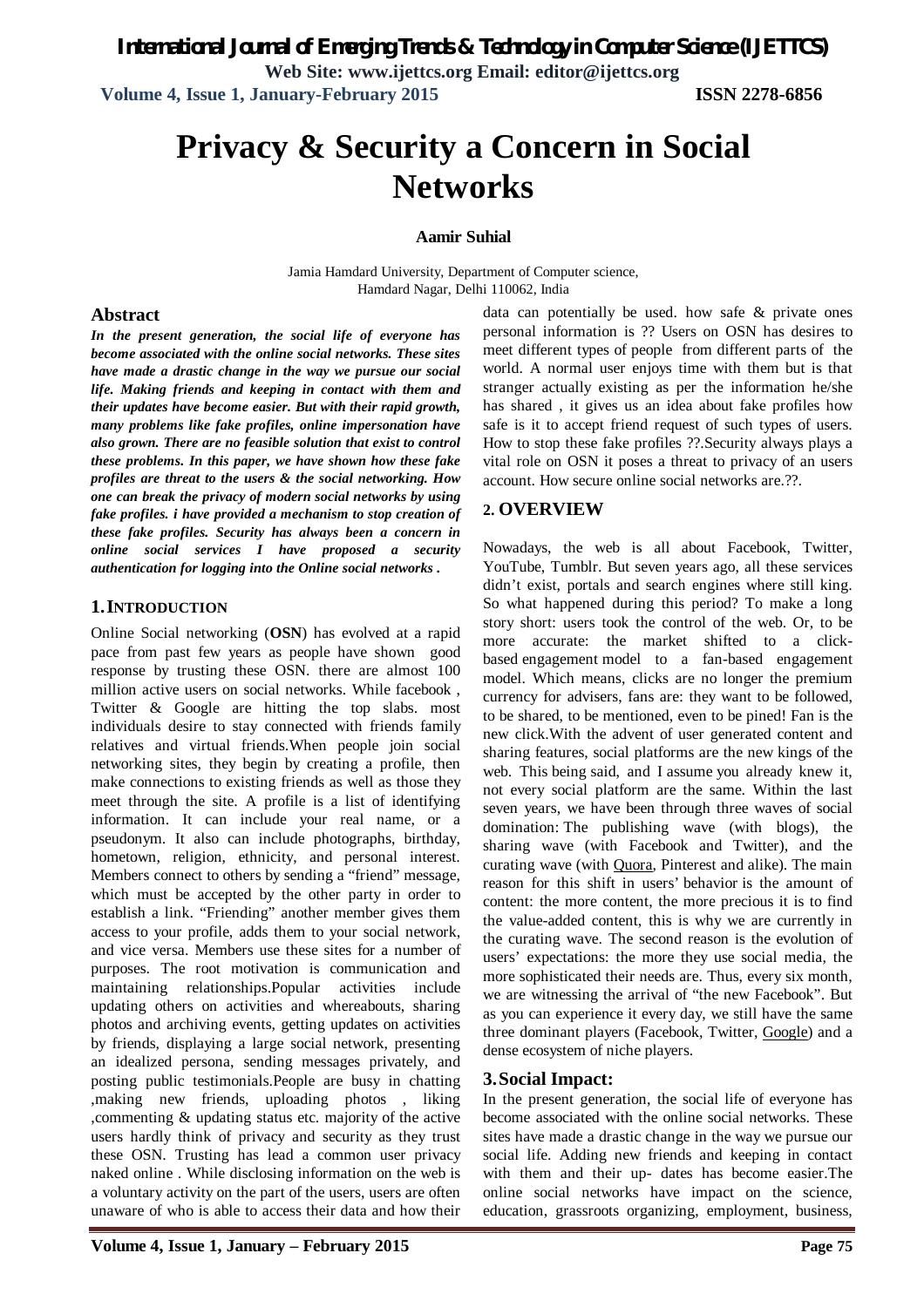# Privacy & Security a Concern in Social Networks

**Aamir Suhial**

Jamia Hamdard University, Department of Computer science,
Hamdard Nagar, Delhi 110062, India

## Abstract

***In the present generation, the social life of everyone has become associated with the online social networks. These sites have made a drastic change in the way we pursue our social life. Making friends and keeping in contact with them and their updates have become easier. But with their rapid growth, many problems like fake profiles, online impersonation have also grown. There are no feasible solution that exist to control these problems. In this paper, we have shown how these fake profiles are threat to the users & the social networking. How one can break the privacy of modern social networks by using fake profiles. i have provided a mechanism to stop creation of these fake profiles. Security has always been a concern in online social services I have proposed a security authentication for logging into the Online social networks .***

## 1. INTRODUCTION

Online Social networking (**OSN**) has evolved at a rapid pace from past few years as people have shown good response by trusting these OSN. there are almost 100 million active users on social networks. While facebook , Twitter & Google are hitting the top slabs. most individuals desire to stay connected with friends family relatives and virtual friends.When people join social networking sites, they begin by creating a profile, then make connections to existing friends as well as those they meet through the site. A profile is a list of identifying information. It can include your real name, or a pseudonym. It also can include photographs, birthday, hometown, religion, ethnicity, and personal interest. Members connect to others by sending a "friend" message, which must be accepted by the other party in order to establish a link. "Friending" another member gives them access to your profile, adds them to your social network, and vice versa. Members use these sites for a number of purposes. The root motivation is communication and maintaining relationships.Popular activities include updating others on activities and whereabouts, sharing photos and archiving events, getting updates on activities by friends, displaying a large social network, presenting an idealized persona, sending messages privately, and posting public testimonials.People are busy in chatting ,making new friends, uploading photos , liking ,commenting & updating status etc. majority of the active users hardly think of privacy and security as they trust these OSN. Trusting has lead a common user privacy naked online . While disclosing information on the web is a voluntary activity on the part of the users, users are often unaware of who is able to access their data and how their data can potentially be used. how safe & private ones personal information is ?? Users on OSN has desires to meet different types of people from different parts of the world. A normal user enjoys time with them but is that stranger actually existing as per the information he/she has shared , it gives us an idea about fake profiles how safe is it to accept friend request of such types of users. How to stop these fake profiles ??.Security always plays a vital role on OSN it poses a threat to privacy of an users account. How secure online social networks are.??.

## 2. OVERVIEW

Nowadays, the web is all about Facebook, Twitter, YouTube, Tumblr. But seven years ago, all these services didn't exist, portals and search engines where still king. So what happened during this period? To make a long story short: users took the control of the web. Or, to be more accurate: the market shifted to a click-based engagement model to a fan-based engagement model. Which means, clicks are no longer the premium currency for advisers, fans are: they want to be followed, to be shared, to be mentioned, even to be pined! Fan is the new click.With the advent of user generated content and sharing features, social platforms are the new kings of the web. This being said, and I assume you already knew it, not every social platform are the same. Within the last seven years, we have been through three waves of social domination: The publishing wave (with blogs), the sharing wave (with Facebook and Twitter), and the curating wave (with Quora, Pinterest and alike). The main reason for this shift in users' behavior is the amount of content: the more content, the more precious it is to find the value-added content, this is why we are currently in the curating wave. The second reason is the evolution of users' expectations: the more they use social media, the more sophisticated their needs are. Thus, every six month, we are witnessing the arrival of "the new Facebook". But as you can experience it every day, we still have the same three dominant players (Facebook, Twitter, Google) and a dense ecosystem of niche players.

## 3. Social Impact:

In the present generation, the social life of everyone has become associated with the online social networks. These sites have made a drastic change in the way we pursue our social life. Adding new friends and keeping in contact with them and their up- dates has become easier.The online social networks have impact on the science, education, grassroots organizing, employment, business,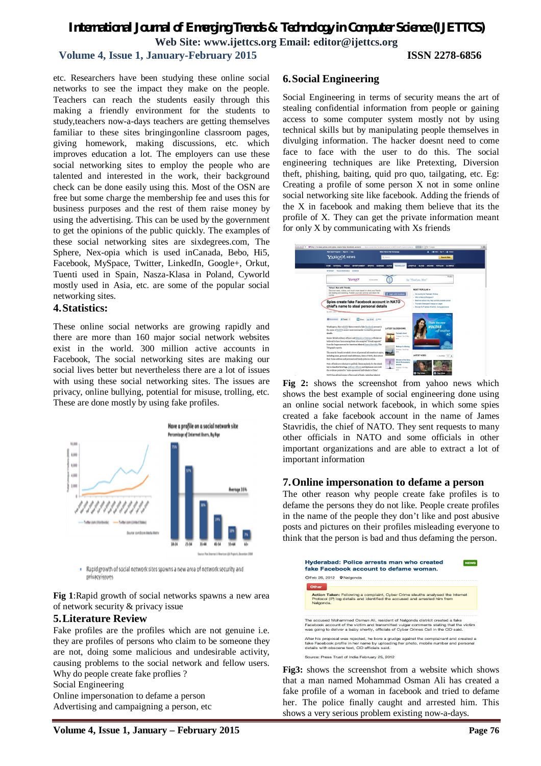etc. Researchers have been studying these online social networks to see the impact they make on the people. Teachers can reach the students easily through this making a friendly environment for the students to study,teachers now-a-days teachers are getting themselves familiar to these sites bringingonline classroom pages, giving homework, making discussions, etc. which improves education a lot. The employers can use these social networking sites to employ the people who are talented and interested in the work, their background check can be done easily using this. Most of the OSN are free but some charge the membership fee and uses this for business purposes and the rest of them raise money by using the advertising. This can be used by the government to get the opinions of the public quickly. The examples of these social networking sites are sixdegrees.com, The Sphere, Nex-opia which is used inCanada, Bebo, Hi5, Facebook, MySpace, Twitter, LinkedIn, Google+, Orkut, Tuenti used in Spain, Nasza-Klasa in Poland, Cyworld mostly used in Asia, etc. are some of the popular social networking sites.

## 4. Statistics:

These online social networks are growing rapidly and there are more than 160 major social network websites exist in the world. 300 million active accounts in Facebook, The social networking sites are making our social lives better but nevertheless there are a lot of issues with using these social networking sites. The issues are privacy, online bullying, potential for misuse, trolling, etc. These are done mostly by using fake profiles.

**Fig 1**:Rapid growth of social networks spawns a new area of network security & privacy issue

## 5. Literature Review

Fake profiles are the profiles which are not genuine i.e. they are profiles of persons who claim to be someone they are not, doing some malicious and undesirable activity, causing problems to the social network and fellow users. Why do people create fake profiles ?
Social Engineering
Online impersonation to defame a person
Advertising and campaigning a person, etc

## 6. Social Engineering

Social Engineering in terms of security means the art of stealing confidential information from people or gaining access to some computer system mostly not by using technical skills but by manipulating people themselves in divulging information. The hacker doesnt need to come face to face with the user to do this. The social engineering techniques are like Pretexting, Diversion theft, phishing, baiting, quid pro quo, tailgating, etc. Eg: Creating a profile of some person X not in some online social networking site like facebook. Adding the friends of the X in facebook and making them believe that its the profile of X. They can get the private information meant for only X by communicating with Xs friends

**Fig 2:** shows the screenshot from yahoo news which shows the best example of social engineering done using an online social network facebook, in which some spies created a fake facebook account in the name of James Stavridis, the chief of NATO. They sent requests to many other officials in NATO and some officials in other important organizations and are able to extract a lot of important information

## 7. Online impersonation to defame a person

The other reason why people create fake profiles is to defame the persons they do not like. People create profiles in the name of the people they don't like and post abusive posts and pictures on their profiles misleading everyone to think that the person is bad and thus defaming the person.

**Fig3:** shows the screenshot from a website which shows that a man named Mohammad Osman Ali has created a fake profile of a woman in facebook and tried to defame her. The police finally caught and arrested him. This shows a very serious problem existing now-a-days.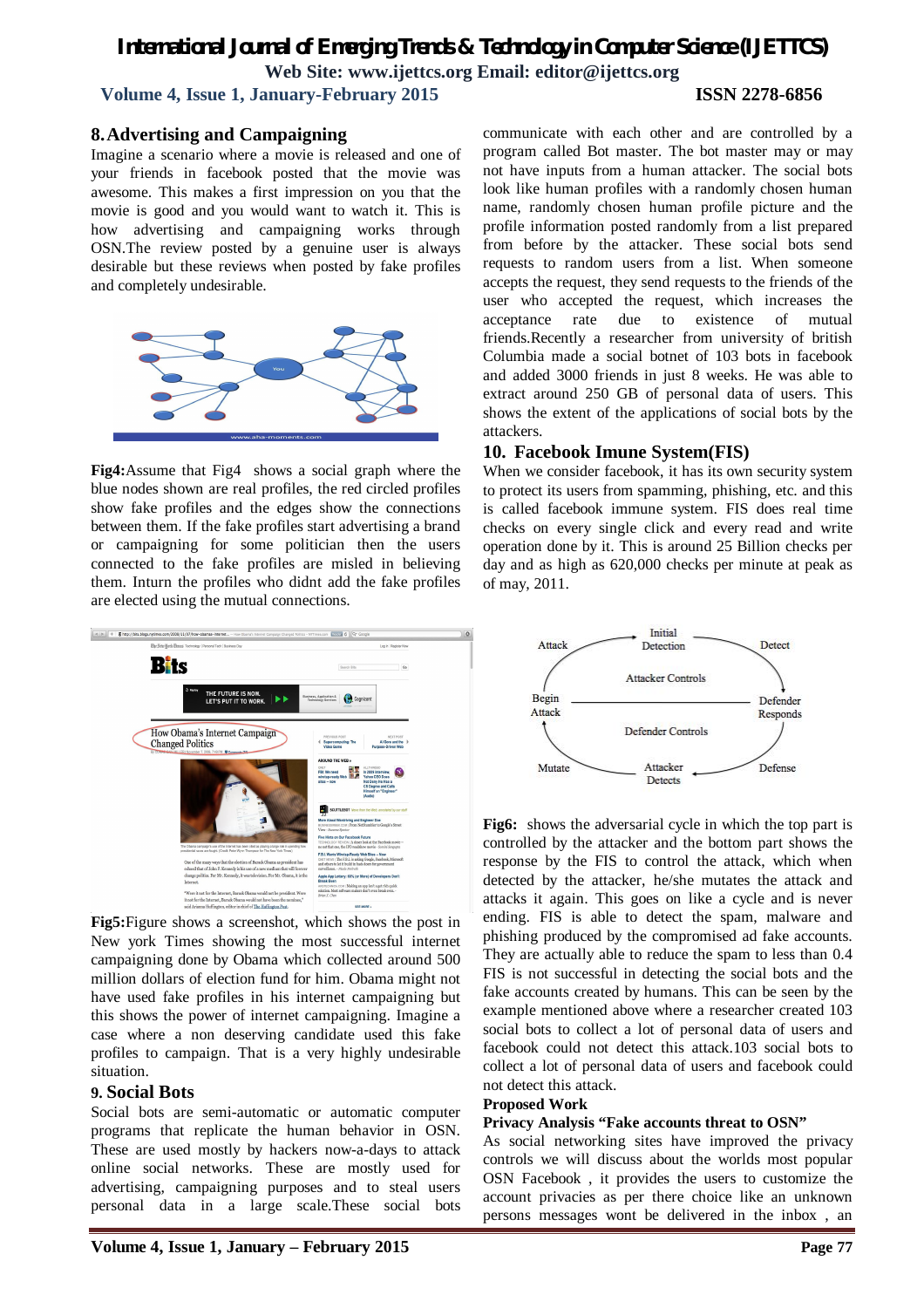## 8. Advertising and Campaigning

Imagine a scenario where a movie is released and one of your friends in facebook posted that the movie was awesome. This makes a first impression on you that the movie is good and you would want to watch it. This is how advertising and campaigning works through OSN.The review posted by a genuine user is always desirable but these reviews when posted by fake profiles and completely undesirable.

**Fig4:**Assume that Fig4 shows a social graph where the blue nodes shown are real profiles, the red circled profiles show fake profiles and the edges show the connections between them. If the fake profiles start advertising a brand or campaigning for some politician then the users connected to the fake profiles are misled in believing them. Inturn the profiles who didnt add the fake profiles are elected using the mutual connections.

**Fig5:**Figure shows a screenshot, which shows the post in New york Times showing the most successful internet campaigning done by Obama which collected around 500 million dollars of election fund for him. Obama might not have used fake profiles in his internet campaigning but this shows the power of internet campaigning. Imagine a case where a non deserving candidate used this fake profiles to campaign. That is a very highly undesirable situation.

## 9. Social Bots

Social bots are semi-automatic or automatic computer programs that replicate the human behavior in OSN. These are used mostly by hackers now-a-days to attack online social networks. These are mostly used for advertising, campaigning purposes and to steal users personal data in a large scale.These social bots communicate with each other and are controlled by a program called Bot master. The bot master may or may not have inputs from a human attacker. The social bots look like human profiles with a randomly chosen human name, randomly chosen human profile picture and the profile information posted randomly from a list prepared from before by the attacker. These social bots send requests to random users from a list. When someone accepts the request, they send requests to the friends of the user who accepted the request, which increases the acceptance rate due to existence of mutual friends.Recently a researcher from university of british Columbia made a social botnet of 103 bots in facebook and added 3000 friends in just 8 weeks. He was able to extract around 250 GB of personal data of users. This shows the extent of the applications of social bots by the attackers.

## 10. Facebook Imune System(FIS)

When we consider facebook, it has its own security system to protect its users from spamming, phishing, etc. and this is called facebook immune system. FIS does real time checks on every single click and every read and write operation done by it. This is around 25 Billion checks per day and as high as 620,000 checks per minute at peak as of may, 2011.

**Fig6:** shows the adversarial cycle in which the top part is controlled by the attacker and the bottom part shows the response by the FIS to control the attack, which when detected by the attacker, he/she mutates the attack and attacks it again. This goes on like a cycle and is never ending. FIS is able to detect the spam, malware and phishing produced by the compromised ad fake accounts. They are actually able to reduce the spam to less than 0.4 FIS is not successful in detecting the social bots and the fake accounts created by humans. This can be seen by the example mentioned above where a researcher created 103 social bots to collect a lot of personal data of users and facebook could not detect this attack.103 social bots to collect a lot of personal data of users and facebook could not detect this attack.

**Proposed Work**

**Privacy Analysis "Fake accounts threat to OSN"**

As social networking sites have improved the privacy controls we will discuss about the worlds most popular OSN Facebook , it provides the users to customize the account privacies as per there choice like an unknown persons messages wont be delivered in the inbox , an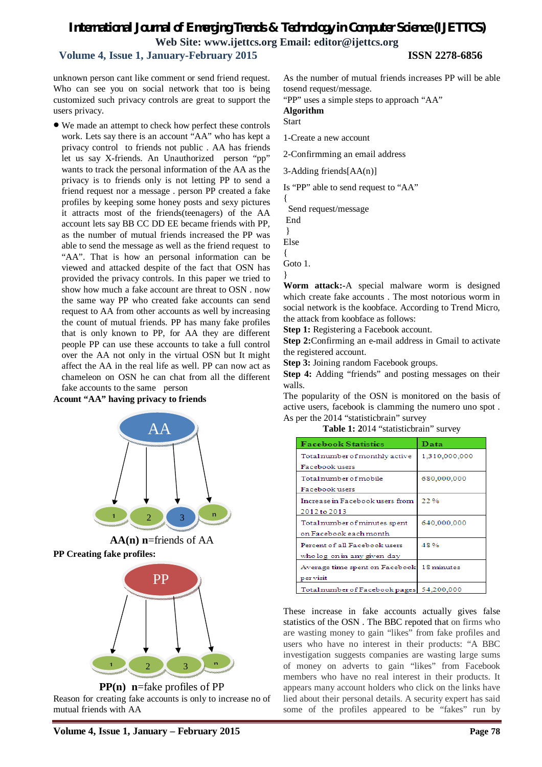unknown person cant like comment or send friend request. Who can see you on social network that too is being customized such privacy controls are great to support the users privacy.

- We made an attempt to check how perfect these controls work. Lets say there is an account "AA" who has kept a privacy control to friends not public . AA has friends let us say X-friends. An Unauthorized person "pp" wants to track the personal information of the AA as the privacy is to friends only is not letting PP to send a friend request nor a message . person PP created a fake profiles by keeping some honey posts and sexy pictures it attracts most of the friends(teenagers) of the AA account lets say BB CC DD EE became friends with PP, as the number of mutual friends increased the PP was able to send the message as well as the friend request to "AA". That is how an personal information can be viewed and attacked despite of the fact that OSN has provided the privacy controls. In this paper we tried to show how much a fake account are threat to OSN . now the same way PP who created fake accounts can send request to AA from other accounts as well by increasing the count of mutual friends. PP has many fake profiles that is only known to PP, for AA they are different people PP can use these accounts to take a full control over the AA not only in the virtual OSN but It might affect the AA in the real life as well. PP can now act as chameleon on OSN he can chat from all the different fake accounts to the same person

**Acount "AA" having privacy to friends**

**AA(n) n**=friends of AA

**PP Creating fake profiles:**

**PP(n) n**=fake profiles of PP

Reason for creating fake accounts is only to increase no of mutual friends with AA

As the number of mutual friends increases PP will be able tosend request/message.

"PP" uses a simple steps to approach "AA"

**Algorithm**

Start

1-Create a new account

2-Confirmming an email address

3-Adding friends[AA(n)]

Is "PP" able to send request to "AA"

{

Send request/message

End

}

Else

{

Goto 1.

}

**Worm attack:-**A special malware worm is designed which create fake accounts . The most notorious worm in social network is the koobface. According to Trend Micro, the attack from koobface as follows:

**Step 1:** Registering a Facebook account.

**Step 2:**Confirming an e-mail address in Gmail to activate the registered account.

**Step 3:** Joining random Facebook groups.

**Step 4:** Adding "friends" and posting messages on their walls.

The popularity of the OSN is monitored on the basis of active users, facebook is clamming the numero uno spot . As per the 2014 "statisticbrain" survey

**Table 1: 2**014 "statisticbrain" survey

| Facebook Statistics | Data |
|---|---|
| Total number of monthly active Facebook users | 1,310,000,000 |
| Total number of mobile Facebook users | 680,000,000 |
| Increase in Facebook users from 2012 to 2013 | 22 % |
| Total number of minutes spent on Facebook each month | 640,000,000 |
| Percent of all Facebook users who log on in any given day | 48 % |
| Average time spent on Facebook per visit | 18 minutes |
| Total number of Facebook pages | 54,200,000 |

These increase in fake accounts actually gives false statistics of the OSN . The BBC repoted that on firms who are wasting money to gain "likes" from fake profiles and users who have no interest in their products: "A BBC investigation suggests companies are wasting large sums of money on adverts to gain "likes" from Facebook members who have no real interest in their products. It appears many account holders who click on the links have lied about their personal details. A security expert has said some of the profiles appeared to be "fakes" run by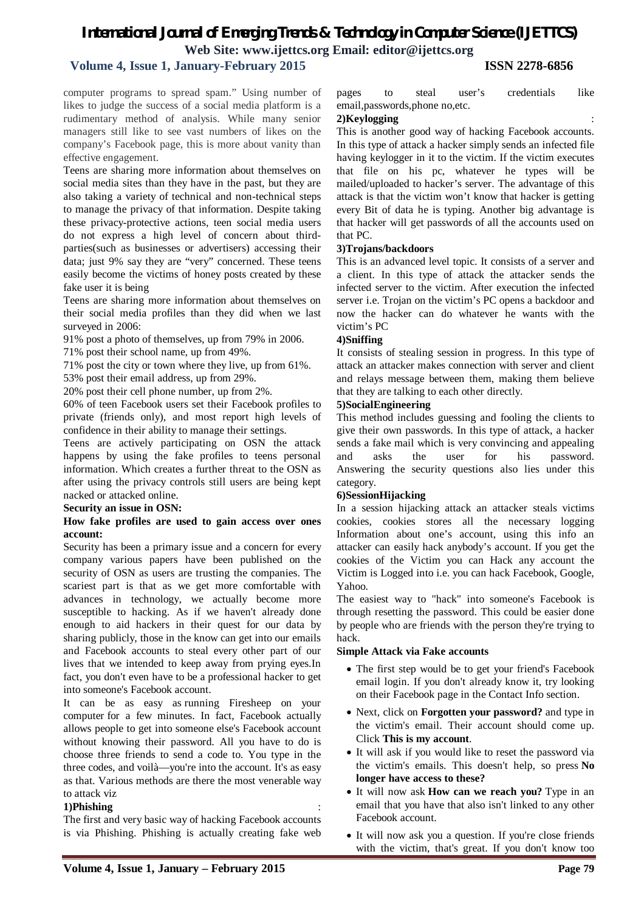computer programs to spread spam." Using number of likes to judge the success of a social media platform is a rudimentary method of analysis. While many senior managers still like to see vast numbers of likes on the company's Facebook page, this is more about vanity than effective engagement.

Teens are sharing more information about themselves on social media sites than they have in the past, but they are also taking a variety of technical and non-technical steps to manage the privacy of that information. Despite taking these privacy-protective actions, teen social media users do not express a high level of concern about third-parties(such as businesses or advertisers) accessing their data; just 9% say they are "very" concerned. These teens easily become the victims of honey posts created by these fake user it is being

Teens are sharing more information about themselves on their social media profiles than they did when we last surveyed in 2006:

91% post a photo of themselves, up from 79% in 2006.

71% post their school name, up from 49%.

71% post the city or town where they live, up from 61%.

53% post their email address, up from 29%.

20% post their cell phone number, up from 2%.

60% of teen Facebook users set their Facebook profiles to private (friends only), and most report high levels of confidence in their ability to manage their settings.

Teens are actively participating on OSN the attack happens by using the fake profiles to teens personal information. Which creates a further threat to the OSN as after using the privacy controls still users are being kept nacked or attacked online.

**Security an issue in OSN:**

**How fake profiles are used to gain access over ones account:**

Security has been a primary issue and a concern for every company various papers have been published on the security of OSN as users are trusting the companies. The scariest part is that as we get more comfortable with advances in technology, we actually become more susceptible to hacking. As if we haven't already done enough to aid hackers in their quest for our data by sharing publicly, those in the know can get into our emails and Facebook accounts to steal every other part of our lives that we intended to keep away from prying eyes.In fact, you don't even have to be a professional hacker to get into someone's Facebook account.

It can be as easy as running Firesheep on your computer for a few minutes. In fact, Facebook actually allows people to get into someone else's Facebook account without knowing their password. All you have to do is choose three friends to send a code to. You type in the three codes, and voilà—you're into the account. It's as easy as that. Various methods are there the most venerable way to attack viz

**1)Phishing** :

The first and very basic way of hacking Facebook accounts is via Phishing. Phishing is actually creating fake web pages to steal user's credentials like email,passwords,phone no,etc.

**2)Keylogging** :

This is another good way of hacking Facebook accounts. In this type of attack a hacker simply sends an infected file having keylogger in it to the victim. If the victim executes that file on his pc, whatever he types will be mailed/uploaded to hacker's server. The advantage of this attack is that the victim won't know that hacker is getting every Bit of data he is typing. Another big advantage is that hacker will get passwords of all the accounts used on that PC.

**3)Trojans/backdoors**

This is an advanced level topic. It consists of a server and a client. In this type of attack the attacker sends the infected server to the victim. After execution the infected server i.e. Trojan on the victim's PC opens a backdoor and now the hacker can do whatever he wants with the victim's PC

**4)Sniffing**

It consists of stealing session in progress. In this type of attack an attacker makes connection with server and client and relays message between them, making them believe that they are talking to each other directly.

**5)SocialEngineering**

This method includes guessing and fooling the clients to give their own passwords. In this type of attack, a hacker sends a fake mail which is very convincing and appealing and asks the user for his password. Answering the security questions also lies under this category.

**6)SessionHijacking**

In a session hijacking attack an attacker steals victims cookies, cookies stores all the necessary logging Information about one's account, using this info an attacker can easily hack anybody's account. If you get the cookies of the Victim you can Hack any account the Victim is Logged into i.e. you can hack Facebook, Google, Yahoo.

The easiest way to "hack" into someone's Facebook is through resetting the password. This could be easier done by people who are friends with the person they're trying to hack.

**Simple Attack via Fake accounts**

- The first step would be to get your friend's Facebook email login. If you don't already know it, try looking on their Facebook page in the Contact Info section.
- Next, click on **Forgotten your password?** and type in the victim's email. Their account should come up. Click **This is my account**.
- It will ask if you would like to reset the password via the victim's emails. This doesn't help, so press **No longer have access to these?**
- It will now ask **How can we reach you?** Type in an email that you have that also isn't linked to any other Facebook account.
- It will now ask you a question. If you're close friends with the victim, that's great. If you don't know too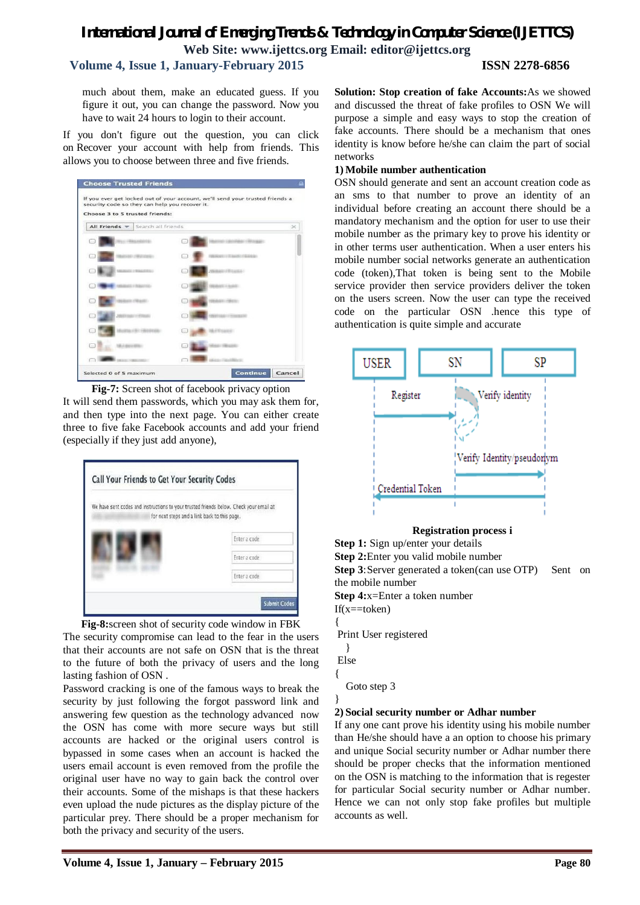much about them, make an educated guess. If you figure it out, you can change the password. Now you have to wait 24 hours to login to their account.

If you don't figure out the question, you can click on Recover your account with help from friends. This allows you to choose between three and five friends.

**Fig-7:** Screen shot of facebook privacy option

It will send them passwords, which you may ask them for, and then type into the next page. You can either create three to five fake Facebook accounts and add your friend (especially if they just add anyone),

**Fig-8:**screen shot of security code window in FBK

The security compromise can lead to the fear in the users that their accounts are not safe on OSN that is the threat to the future of both the privacy of users and the long lasting fashion of OSN .

Password cracking is one of the famous ways to break the security by just following the forgot password link and answering few question as the technology advanced now the OSN has come with more secure ways but still accounts are hacked or the original users control is bypassed in some cases when an account is hacked the users email account is even removed from the profile the original user have no way to gain back the control over their accounts. Some of the mishaps is that these hackers even upload the nude pictures as the display picture of the particular prey. There should be a proper mechanism for both the privacy and security of the users.

**Solution: Stop creation of fake Accounts:**As we showed and discussed the threat of fake profiles to OSN We will purpose a simple and easy ways to stop the creation of fake accounts. There should be a mechanism that ones identity is know before he/she can claim the part of social networks

**1) Mobile number authentication**

OSN should generate and sent an account creation code as an sms to that number to prove an identity of an individual before creating an account there should be a mandatory mechanism and the option for user to use their mobile number as the primary key to prove his identity or in other terms user authentication. When a user enters his mobile number social networks generate an authentication code (token),That token is being sent to the Mobile service provider then service providers deliver the token on the users screen. Now the user can type the received code on the particular OSN .hence this type of authentication is quite simple and accurate

USER — SN — SP: Register; Verify identity; Verify Identity/pseudonym; Credential Token

**Registration process i**

**Step 1:** Sign up/enter your details

**Step 2:**Enter you valid mobile number

**Step 3**:Server generated a token(can use OTP) Sent on the mobile number

**Step 4:**x=Enter a token number

```
If(x==token)
{
 Print User registered
  }
 Else
{
   Goto step 3
}
```

**2) Social security number or Adhar number**

If any one cant prove his identity using his mobile number than He/she should have a an option to choose his primary and unique Social security number or Adhar number there should be proper checks that the information mentioned on the OSN is matching to the information that is regester for particular Social security number or Adhar number. Hence we can not only stop fake profiles but multiple accounts as well.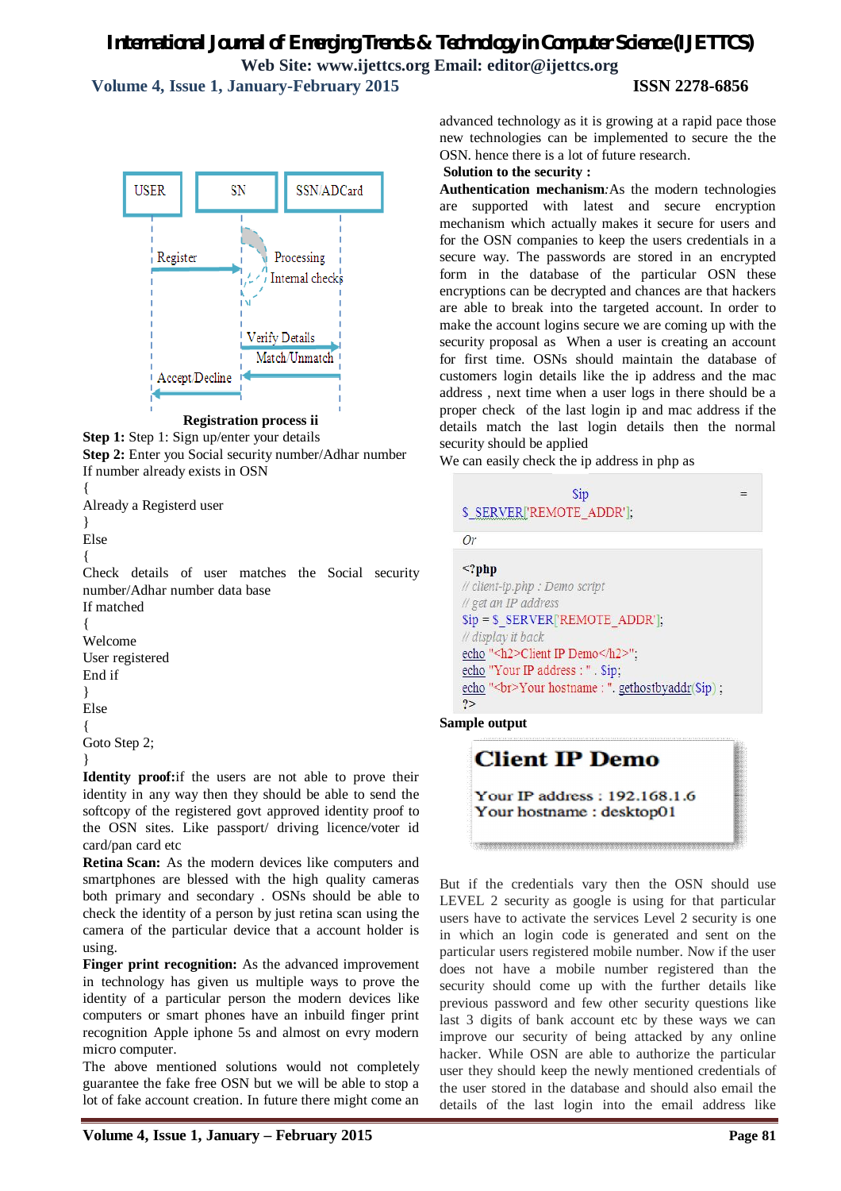USER | SN | SSN/ADCard

Register → Processing / Internal checks → Verify Details → Match/Unmatch → Accept/Decline

**Registration process ii**

**Step 1:** Step 1: Sign up/enter your details
**Step 2:** Enter you Social security number/Adhar number
If number already exists in OSN
{
Already a Registerd user
}
Else
{
Check details of user matches the Social security number/Adhar number data base
If matched
{
Welcome
User registered
End if
}
Else
{
Goto Step 2;
}

**Identity proof:**if the users are not able to prove their identity in any way then they should be able to send the softcopy of the registered govt approved identity proof to the OSN sites. Like passport/ driving licence/voter id card/pan card etc

**Retina Scan:** As the modern devices like computers and smartphones are blessed with the high quality cameras both primary and secondary . OSNs should be able to check the identity of a person by just retina scan using the camera of the particular device that a account holder is using.

**Finger print recognition:** As the advanced improvement in technology has given us multiple ways to prove the identity of a particular person the modern devices like computers or smart phones have an inbuild finger print recognition Apple iphone 5s and almost on evry modern micro computer.

The above mentioned solutions would not completely guarantee the fake free OSN but we will be able to stop a lot of fake account creation. In future there might come an advanced technology as it is growing at a rapid pace those new technologies can be implemented to secure the the OSN. hence there is a lot of future research.

**Solution to the security :**

**Authentication mechanism**:As the modern technologies are supported with latest and secure encryption mechanism which actually makes it secure for users and for the OSN companies to keep the users credentials in a secure way. The passwords are stored in an encrypted form in the database of the particular OSN these encryptions can be decrypted and chances are that hackers are able to break into the targeted account. In order to make the account logins secure we are coming up with the security proposal as When a user is creating an account for first time. OSNs should maintain the database of customers login details like the ip address and the mac address , next time when a user logs in there should be a proper check of the last login ip and mac address if the details match the last login details then the normal security should be applied

We can easily check the ip address in php as

```
$ip = $_SERVER['REMOTE_ADDR'];
```

*Or*

```
<?php
// client-ip.php : Demo script
// get an IP address
$ip = $_SERVER['REMOTE_ADDR'];
// display it back
echo "<h2>Client IP Demo</h2>";
echo "Your IP address : " . $ip;
echo "<br>Your hostname : ". gethostbyaddr($ip) ;
?>
```

**Sample output**

**Client IP Demo**

**Your IP address : 192.168.1.6**
**Your hostname : desktop01**

But if the credentials vary then the OSN should use LEVEL 2 security as google is using for that particular users have to activate the services Level 2 security is one in which an login code is generated and sent on the particular users registered mobile number. Now if the user does not have a mobile number registered than the security should come up with the further details like previous password and few other security questions like last 3 digits of bank account etc by these ways we can improve our security of being attacked by any online hacker. While OSN are able to authorize the particular user they should keep the newly mentioned credentials of the user stored in the database and should also email the details of the last login into the email address like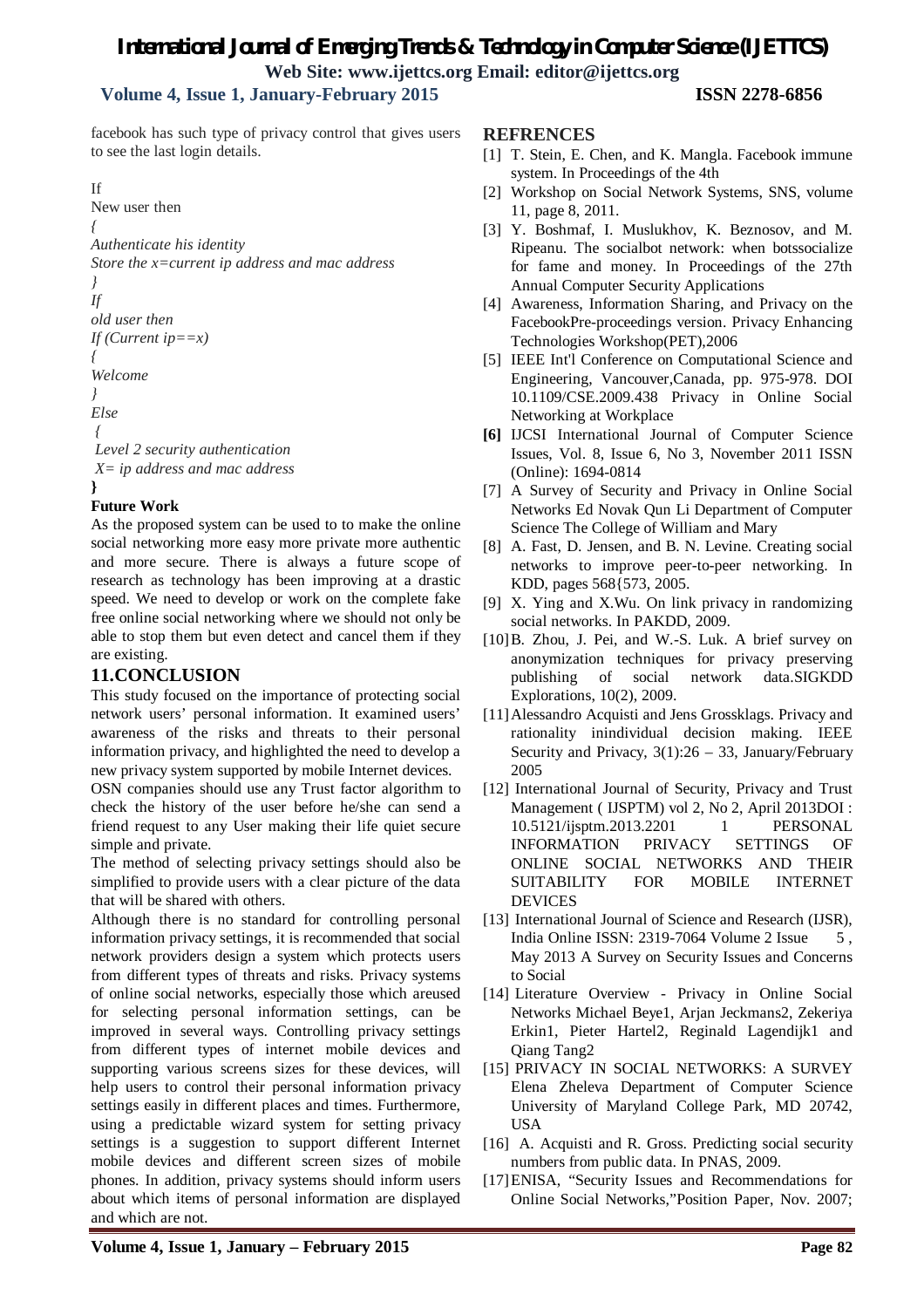facebook has such type of privacy control that gives users to see the last login details.

```
If
New user then
{
Authenticate his identity
Store the x=current ip address and mac address
}
If
old user then
If (Current ip==x)
{
Welcome
}
Else
 {
 Level 2 security authentication
 X= ip address and mac address
}
```

**Future Work**

As the proposed system can be used to to make the online social networking more easy more private more authentic and more secure. There is always a future scope of research as technology has been improving at a drastic speed. We need to develop or work on the complete fake free online social networking where we should not only be able to stop them but even detect and cancel them if they are existing.

## 11.CONCLUSION

This study focused on the importance of protecting social network users' personal information. It examined users' awareness of the risks and threats to their personal information privacy, and highlighted the need to develop a new privacy system supported by mobile Internet devices.

OSN companies should use any Trust factor algorithm to check the history of the user before he/she can send a friend request to any User making their life quiet secure simple and private.

The method of selecting privacy settings should also be simplified to provide users with a clear picture of the data that will be shared with others.

Although there is no standard for controlling personal information privacy settings, it is recommended that social network providers design a system which protects users from different types of threats and risks. Privacy systems of online social networks, especially those which areused for selecting personal information settings, can be improved in several ways. Controlling privacy settings from different types of internet mobile devices and supporting various screens sizes for these devices, will help users to control their personal information privacy settings easily in different places and times. Furthermore, using a predictable wizard system for setting privacy settings is a suggestion to support different Internet mobile devices and different screen sizes of mobile phones. In addition, privacy systems should inform users about which items of personal information are displayed and which are not.

## REFRENCES

[1] T. Stein, E. Chen, and K. Mangla. Facebook immune system. In Proceedings of the 4th

[2] Workshop on Social Network Systems, SNS, volume 11, page 8, 2011.

[3] Y. Boshmaf, I. Muslukhov, K. Beznosov, and M. Ripeanu. The socialbot network: when botssocialize for fame and money. In Proceedings of the 27th Annual Computer Security Applications

[4] Awareness, Information Sharing, and Privacy on the FacebookPre-proceedings version. Privacy Enhancing Technologies Workshop(PET),2006

[5] IEEE Int'l Conference on Computational Science and Engineering, Vancouver,Canada, pp. 975-978. DOI 10.1109/CSE.2009.438 Privacy in Online Social Networking at Workplace

**[6]** IJCSI International Journal of Computer Science Issues, Vol. 8, Issue 6, No 3, November 2011 ISSN (Online): 1694-0814

[7] A Survey of Security and Privacy in Online Social Networks Ed Novak Qun Li Department of Computer Science The College of William and Mary

[8] A. Fast, D. Jensen, and B. N. Levine. Creating social networks to improve peer-to-peer networking. In KDD, pages 568{573, 2005.

[9] X. Ying and X.Wu. On link privacy in randomizing social networks. In PAKDD, 2009.

[10] B. Zhou, J. Pei, and W.-S. Luk. A brief survey on anonymization techniques for privacy preserving publishing of social network data.SIGKDD Explorations, 10(2), 2009.

[11] Alessandro Acquisti and Jens Grossklags. Privacy and rationality inindividual decision making. IEEE Security and Privacy, 3(1):26 – 33, January/February 2005

[12] International Journal of Security, Privacy and Trust Management ( IJSPTM) vol 2, No 2, April 2013DOI : 10.5121/ijsptm.2013.2201 1 PERSONAL INFORMATION PRIVACY SETTINGS OF ONLINE SOCIAL NETWORKS AND THEIR SUITABILITY FOR MOBILE INTERNET DEVICES

[13] International Journal of Science and Research (IJSR), India Online ISSN: 2319-7064 Volume 2 Issue 5 , May 2013 A Survey on Security Issues and Concerns to Social

[14] Literature Overview - Privacy in Online Social Networks Michael Beye1, Arjan Jeckmans2, Zekeriya Erkin1, Pieter Hartel2, Reginald Lagendijk1 and Qiang Tang2

[15] PRIVACY IN SOCIAL NETWORKS: A SURVEY Elena Zheleva Department of Computer Science University of Maryland College Park, MD 20742, USA

[16] A. Acquisti and R. Gross. Predicting social security numbers from public data. In PNAS, 2009.

[17] ENISA, "Security Issues and Recommendations for Online Social Networks,"Position Paper, Nov. 2007;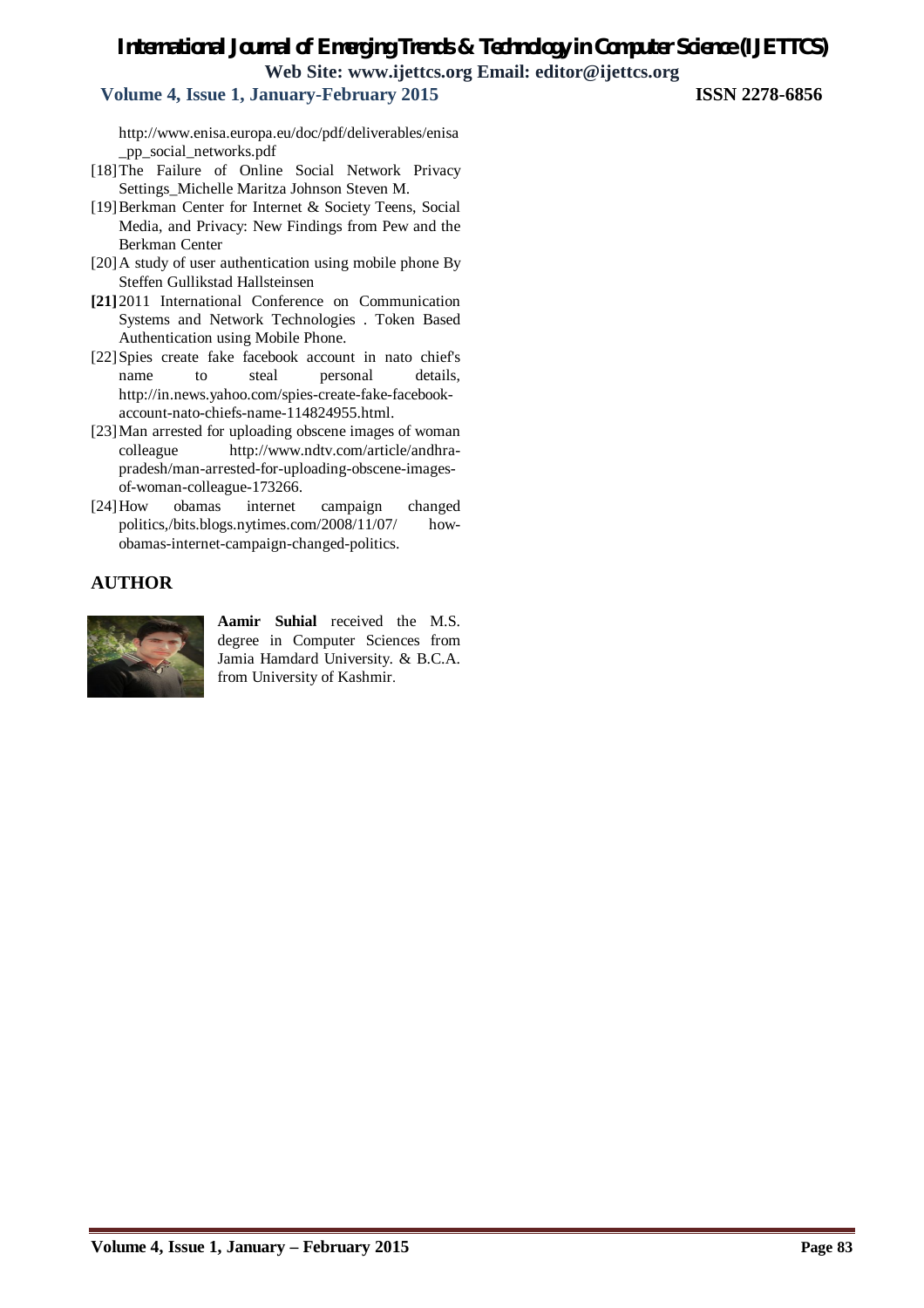http://www.enisa.europa.eu/doc/pdf/deliverables/enisa_pp_social_networks.pdf

[18] The Failure of Online Social Network Privacy Settings_Michelle Maritza Johnson Steven M.

[19] Berkman Center for Internet & Society Teens, Social Media, and Privacy: New Findings from Pew and the Berkman Center

[20] A study of user authentication using mobile phone By Steffen Gullikstad Hallsteinsen

**[21]** 2011 International Conference on Communication Systems and Network Technologies . Token Based Authentication using Mobile Phone.

[22] Spies create fake facebook account in nato chief's name to steal personal details, http://in.news.yahoo.com/spies-create-fake-facebook-account-nato-chiefs-name-114824955.html.

[23] Man arrested for uploading obscene images of woman colleague http://www.ndtv.com/article/andhra-pradesh/man-arrested-for-uploading-obscene-images-of-woman-colleague-173266.

[24] How obamas internet campaign changed politics,/bits.blogs.nytimes.com/2008/11/07/ how-obamas-internet-campaign-changed-politics.

## AUTHOR

**Aamir Suhial** received the M.S. degree in Computer Sciences from Jamia Hamdard University. & B.C.A. from University of Kashmir.